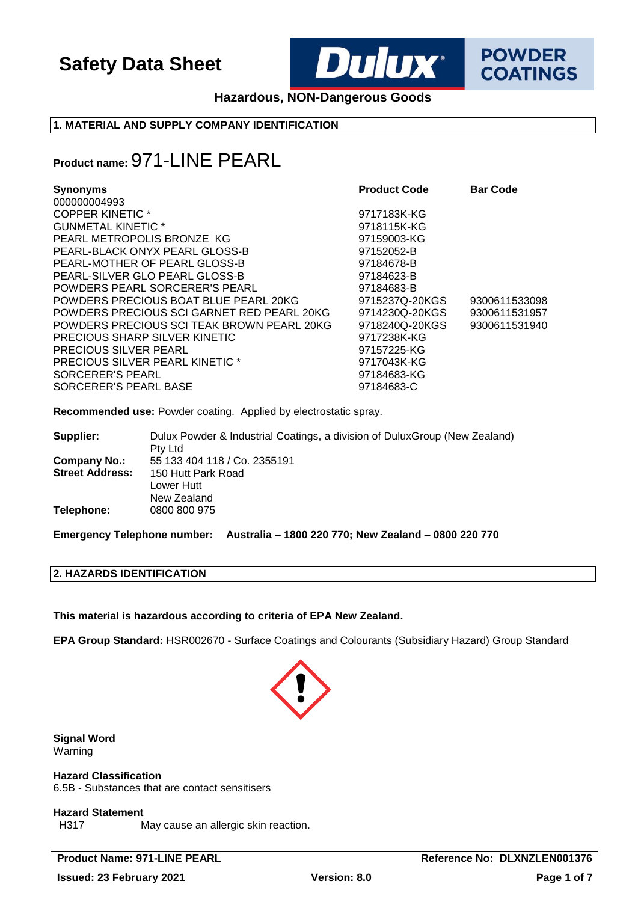# Safety Data Sheet

**Hazardous, NON-Dangerous Goods**

## 1. MATERIAL AND SUPPLY COMPANY IDENTIFICATION

**Product name:** 971-LINE PEARL

| Synonyms | Product Code | Bar Code |
|---|---|---|
| 000000004993 | | |
| COPPER KINETIC * | 9717183K-KG | |
| GUNMETAL KINETIC * | 9718115K-KG | |
| PEARL METROPOLIS BRONZE KG | 97159003-KG | |
| PEARL-BLACK ONYX PEARL GLOSS-B | 97152052-B | |
| PEARL-MOTHER OF PEARL GLOSS-B | 97184678-B | |
| PEARL-SILVER GLO PEARL GLOSS-B | 97184623-B | |
| POWDERS PEARL SORCERER'S PEARL | 97184683-B | |
| POWDERS PRECIOUS BOAT BLUE PEARL 20KG | 9715237Q-20KGS | 9300611533098 |
| POWDERS PRECIOUS SCI GARNET RED PEARL 20KG | 9714230Q-20KGS | 9300611531957 |
| POWDERS PRECIOUS SCI TEAK BROWN PEARL 20KG | 9718240Q-20KGS | 9300611531940 |
| PRECIOUS SHARP SILVER KINETIC | 9717238K-KG | |
| PRECIOUS SILVER PEARL | 97157225-KG | |
| PRECIOUS SILVER PEARL KINETIC * | 9717043K-KG | |
| SORCERER'S PEARL | 97184683-KG | |
| SORCERER'S PEARL BASE | 97184683-C | |

**Recommended use:** Powder coating. Applied by electrostatic spray.

**Supplier:** Dulux Powder & Industrial Coatings, a division of DuluxGroup (New Zealand) Pty Ltd
**Company No.:** 55 133 404 118 / Co. 2355191
**Street Address:** 150 Hutt Park Road
Lower Hutt
New Zealand
**Telephone:** 0800 800 975

**Emergency Telephone number: Australia – 1800 220 770; New Zealand – 0800 220 770**

## 2. HAZARDS IDENTIFICATION

**This material is hazardous according to criteria of EPA New Zealand.**

**EPA Group Standard:** HSR002670 - Surface Coatings and Colourants (Subsidiary Hazard) Group Standard

**Signal Word**
Warning

**Hazard Classification**
6.5B - Substances that are contact sensitisers

**Hazard Statement**
H317 May cause an allergic skin reaction.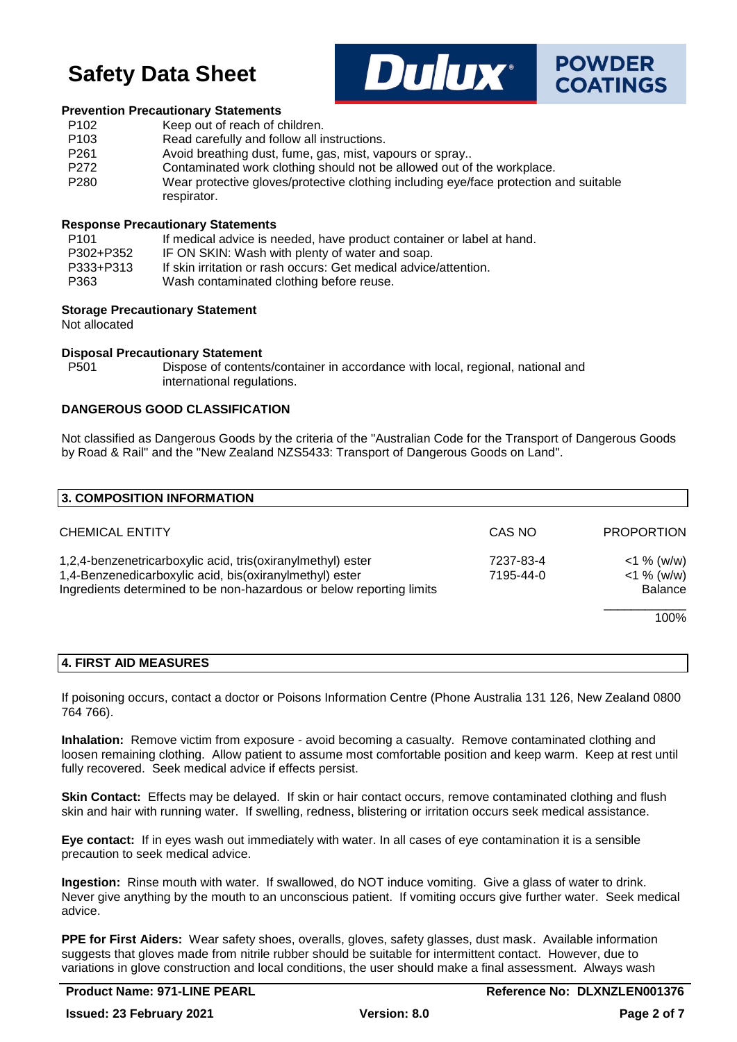#### Prevention Precautionary Statements

| | |
|---|---|
| P102 | Keep out of reach of children. |
| P103 | Read carefully and follow all instructions. |
| P261 | Avoid breathing dust, fume, gas, mist, vapours or spray.. |
| P272 | Contaminated work clothing should not be allowed out of the workplace. |
| P280 | Wear protective gloves/protective clothing including eye/face protection and suitable respirator. |

#### Response Precautionary Statements

| | |
|---|---|
| P101 | If medical advice is needed, have product container or label at hand. |
| P302+P352 | IF ON SKIN: Wash with plenty of water and soap. |
| P333+P313 | If skin irritation or rash occurs: Get medical advice/attention. |
| P363 | Wash contaminated clothing before reuse. |

#### Storage Precautionary Statement

Not allocated

#### Disposal Precautionary Statement

| | |
|---|---|
| P501 | Dispose of contents/container in accordance with local, regional, national and international regulations. |

### DANGEROUS GOOD CLASSIFICATION

Not classified as Dangerous Goods by the criteria of the "Australian Code for the Transport of Dangerous Goods by Road & Rail" and the "New Zealand NZS5433: Transport of Dangerous Goods on Land".

## 3. COMPOSITION INFORMATION

| CHEMICAL ENTITY | CAS NO | PROPORTION |
|---|---|---|
| 1,2,4-benzenetricarboxylic acid, tris(oxiranylmethyl) ester | 7237-83-4 | <1 % (w/w) |
| 1,4-Benzenedicarboxylic acid, bis(oxiranylmethyl) ester | 7195-44-0 | <1 % (w/w) |
| Ingredients determined to be non-hazardous or below reporting limits | | Balance |
| | | 100% |

## 4. FIRST AID MEASURES

If poisoning occurs, contact a doctor or Poisons Information Centre (Phone Australia 131 126, New Zealand 0800 764 766).

**Inhalation:** Remove victim from exposure - avoid becoming a casualty. Remove contaminated clothing and loosen remaining clothing. Allow patient to assume most comfortable position and keep warm. Keep at rest until fully recovered. Seek medical advice if effects persist.

**Skin Contact:** Effects may be delayed. If skin or hair contact occurs, remove contaminated clothing and flush skin and hair with running water. If swelling, redness, blistering or irritation occurs seek medical assistance.

**Eye contact:** If in eyes wash out immediately with water. In all cases of eye contamination it is a sensible precaution to seek medical advice.

**Ingestion:** Rinse mouth with water. If swallowed, do NOT induce vomiting. Give a glass of water to drink. Never give anything by the mouth to an unconscious patient. If vomiting occurs give further water. Seek medical advice.

**PPE for First Aiders:** Wear safety shoes, overalls, gloves, safety glasses, dust mask. Available information suggests that gloves made from nitrile rubber should be suitable for intermittent contact. However, due to variations in glove construction and local conditions, the user should make a final assessment. Always wash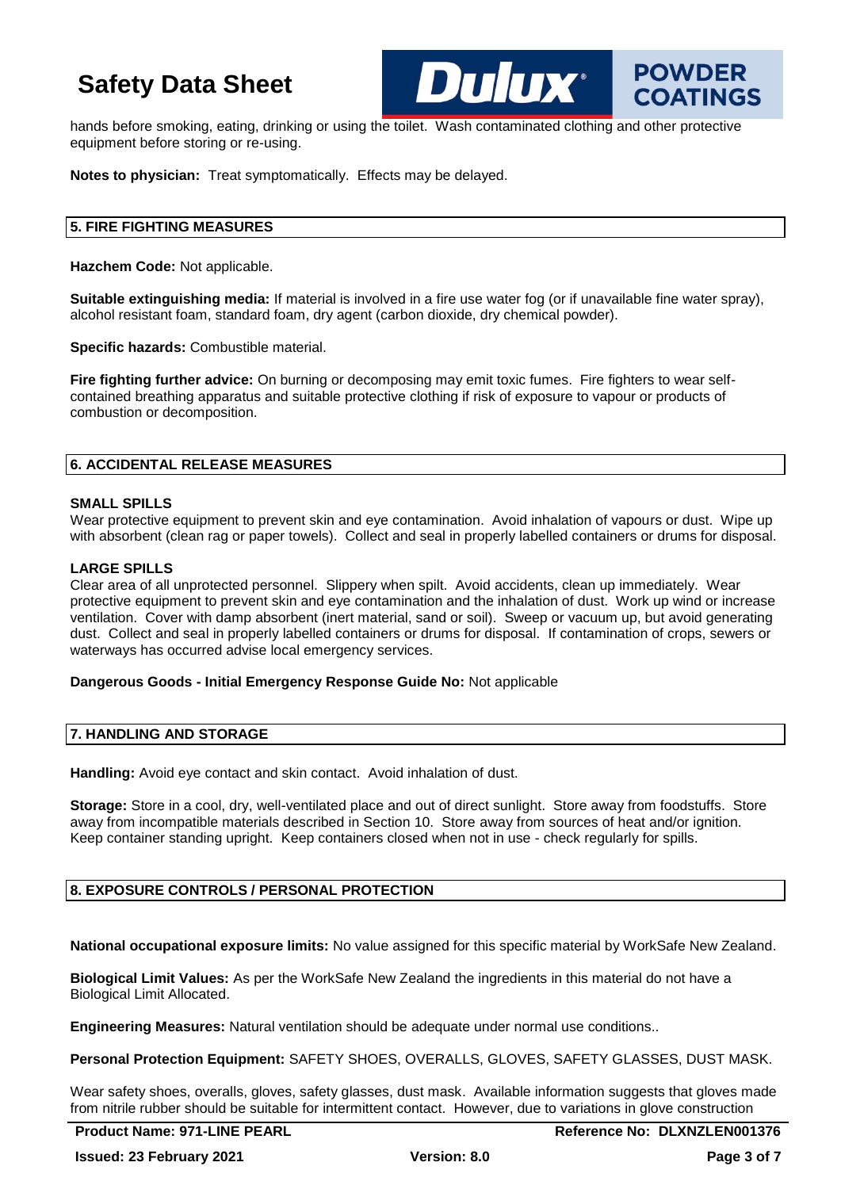hands before smoking, eating, drinking or using the toilet. Wash contaminated clothing and other protective equipment before storing or re-using.

**Notes to physician:** Treat symptomatically. Effects may be delayed.

## 5. FIRE FIGHTING MEASURES

**Hazchem Code:** Not applicable.

**Suitable extinguishing media:** If material is involved in a fire use water fog (or if unavailable fine water spray), alcohol resistant foam, standard foam, dry agent (carbon dioxide, dry chemical powder).

**Specific hazards:** Combustible material.

**Fire fighting further advice:** On burning or decomposing may emit toxic fumes. Fire fighters to wear self-contained breathing apparatus and suitable protective clothing if risk of exposure to vapour or products of combustion or decomposition.

## 6. ACCIDENTAL RELEASE MEASURES

**SMALL SPILLS**

Wear protective equipment to prevent skin and eye contamination. Avoid inhalation of vapours or dust. Wipe up with absorbent (clean rag or paper towels). Collect and seal in properly labelled containers or drums for disposal.

**LARGE SPILLS**

Clear area of all unprotected personnel. Slippery when spilt. Avoid accidents, clean up immediately. Wear protective equipment to prevent skin and eye contamination and the inhalation of dust. Work up wind or increase ventilation. Cover with damp absorbent (inert material, sand or soil). Sweep or vacuum up, but avoid generating dust. Collect and seal in properly labelled containers or drums for disposal. If contamination of crops, sewers or waterways has occurred advise local emergency services.

**Dangerous Goods - Initial Emergency Response Guide No:** Not applicable

## 7. HANDLING AND STORAGE

**Handling:** Avoid eye contact and skin contact. Avoid inhalation of dust.

**Storage:** Store in a cool, dry, well-ventilated place and out of direct sunlight. Store away from foodstuffs. Store away from incompatible materials described in Section 10. Store away from sources of heat and/or ignition. Keep container standing upright. Keep containers closed when not in use - check regularly for spills.

## 8. EXPOSURE CONTROLS / PERSONAL PROTECTION

**National occupational exposure limits:** No value assigned for this specific material by WorkSafe New Zealand.

**Biological Limit Values:** As per the WorkSafe New Zealand the ingredients in this material do not have a Biological Limit Allocated.

**Engineering Measures:** Natural ventilation should be adequate under normal use conditions..

**Personal Protection Equipment:** SAFETY SHOES, OVERALLS, GLOVES, SAFETY GLASSES, DUST MASK.

Wear safety shoes, overalls, gloves, safety glasses, dust mask. Available information suggests that gloves made from nitrile rubber should be suitable for intermittent contact. However, due to variations in glove construction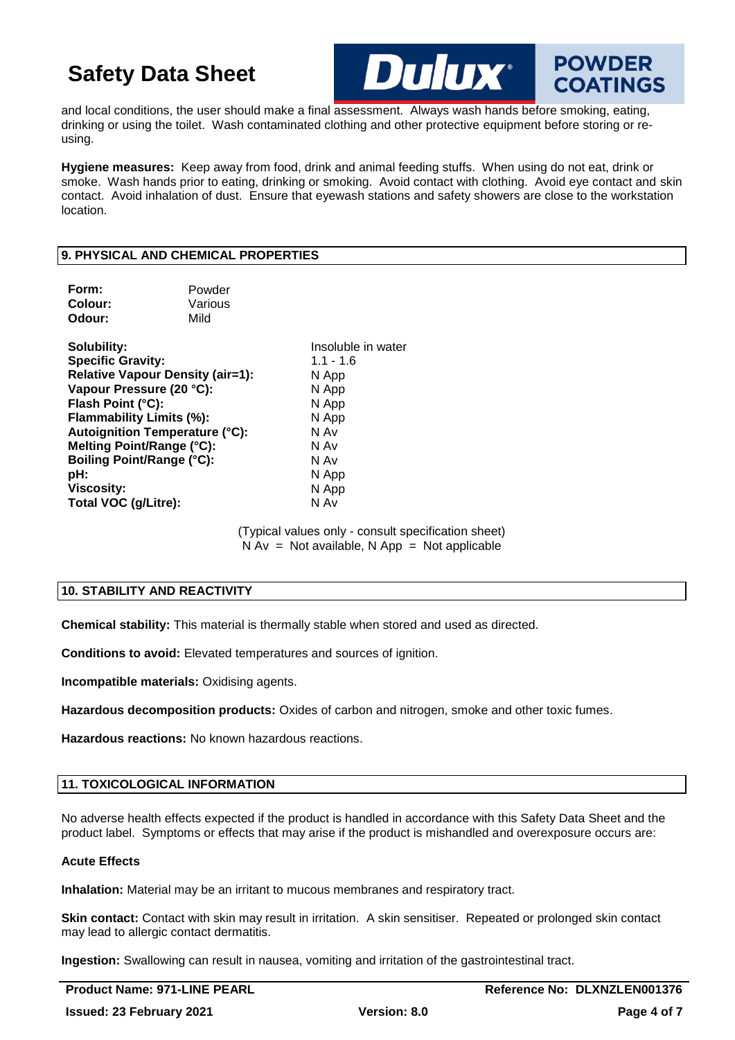and local conditions, the user should make a final assessment. Always wash hands before smoking, eating, drinking or using the toilet. Wash contaminated clothing and other protective equipment before storing or re-using.

**Hygiene measures:** Keep away from food, drink and animal feeding stuffs. When using do not eat, drink or smoke. Wash hands prior to eating, drinking or smoking. Avoid contact with clothing. Avoid eye contact and skin contact. Avoid inhalation of dust. Ensure that eyewash stations and safety showers are close to the workstation location.

## 9. PHYSICAL AND CHEMICAL PROPERTIES

| | |
|---|---|
| **Form:** | Powder |
| **Colour:** | Various |
| **Odour:** | Mild |

| | |
|---|---|
| **Solubility:** | Insoluble in water |
| **Specific Gravity:** | 1.1 - 1.6 |
| **Relative Vapour Density (air=1):** | N App |
| **Vapour Pressure (20 °C):** | N App |
| **Flash Point (°C):** | N App |
| **Flammability Limits (%):** | N App |
| **Autoignition Temperature (°C):** | N Av |
| **Melting Point/Range (°C):** | N Av |
| **Boiling Point/Range (°C):** | N Av |
| **pH:** | N App |
| **Viscosity:** | N App |
| **Total VOC (g/Litre):** | N Av |

(Typical values only - consult specification sheet)
N Av = Not available, N App = Not applicable

## 10. STABILITY AND REACTIVITY

**Chemical stability:** This material is thermally stable when stored and used as directed.

**Conditions to avoid:** Elevated temperatures and sources of ignition.

**Incompatible materials:** Oxidising agents.

**Hazardous decomposition products:** Oxides of carbon and nitrogen, smoke and other toxic fumes.

**Hazardous reactions:** No known hazardous reactions.

## 11. TOXICOLOGICAL INFORMATION

No adverse health effects expected if the product is handled in accordance with this Safety Data Sheet and the product label. Symptoms or effects that may arise if the product is mishandled and overexposure occurs are:

### Acute Effects

**Inhalation:** Material may be an irritant to mucous membranes and respiratory tract.

**Skin contact:** Contact with skin may result in irritation. A skin sensitiser. Repeated or prolonged skin contact may lead to allergic contact dermatitis.

**Ingestion:** Swallowing can result in nausea, vomiting and irritation of the gastrointestinal tract.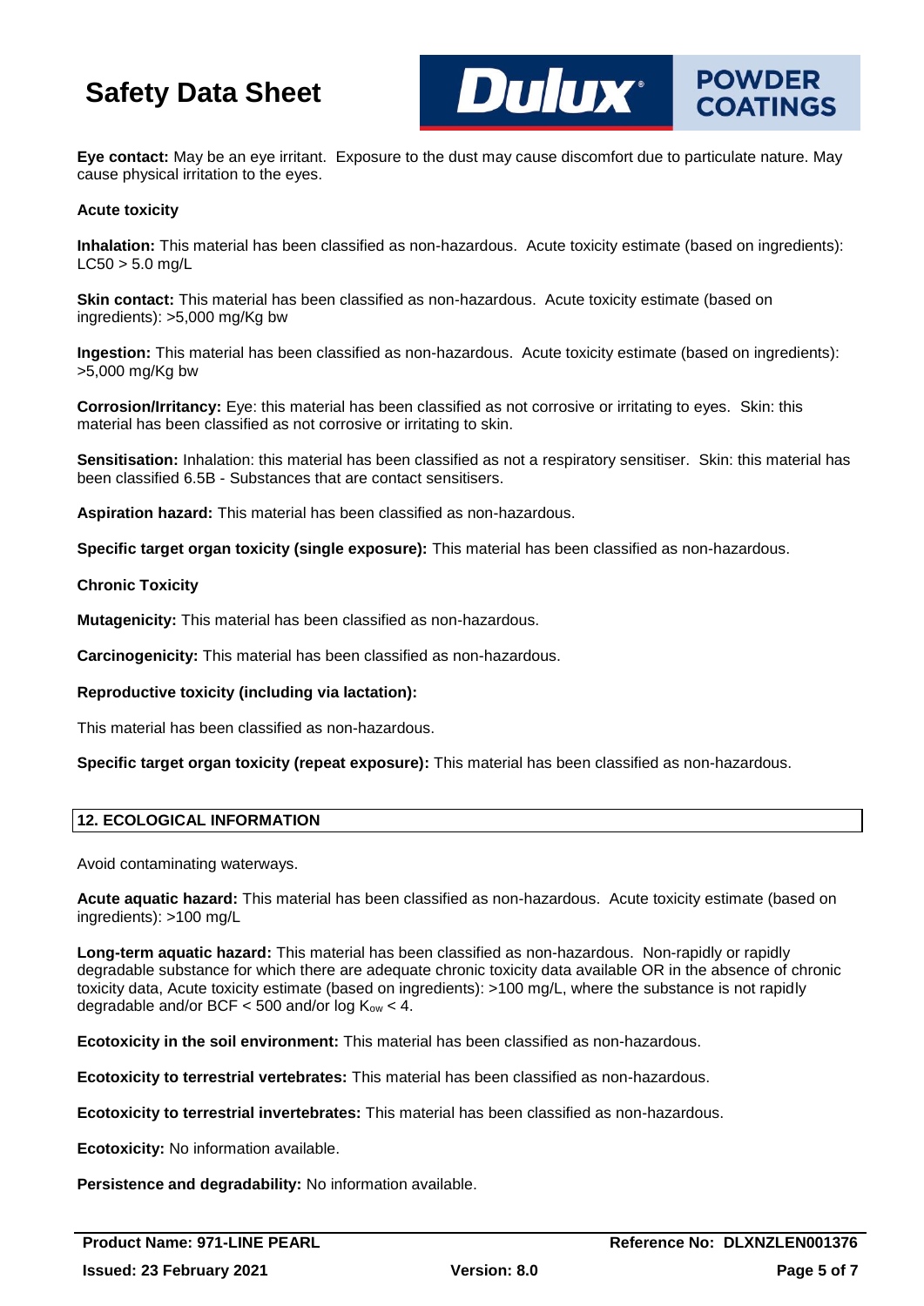**Eye contact:** May be an eye irritant. Exposure to the dust may cause discomfort due to particulate nature. May cause physical irritation to the eyes.

**Acute toxicity**

**Inhalation:** This material has been classified as non-hazardous. Acute toxicity estimate (based on ingredients): LC50 > 5.0 mg/L

**Skin contact:** This material has been classified as non-hazardous. Acute toxicity estimate (based on ingredients): >5,000 mg/Kg bw

**Ingestion:** This material has been classified as non-hazardous. Acute toxicity estimate (based on ingredients): >5,000 mg/Kg bw

**Corrosion/Irritancy:** Eye: this material has been classified as not corrosive or irritating to eyes. Skin: this material has been classified as not corrosive or irritating to skin.

**Sensitisation:** Inhalation: this material has been classified as not a respiratory sensitiser. Skin: this material has been classified 6.5B - Substances that are contact sensitisers.

**Aspiration hazard:** This material has been classified as non-hazardous.

**Specific target organ toxicity (single exposure):** This material has been classified as non-hazardous.

**Chronic Toxicity**

**Mutagenicity:** This material has been classified as non-hazardous.

**Carcinogenicity:** This material has been classified as non-hazardous.

**Reproductive toxicity (including via lactation):**

This material has been classified as non-hazardous.

**Specific target organ toxicity (repeat exposure):** This material has been classified as non-hazardous.

## 12. ECOLOGICAL INFORMATION

Avoid contaminating waterways.

**Acute aquatic hazard:** This material has been classified as non-hazardous. Acute toxicity estimate (based on ingredients): >100 mg/L

**Long-term aquatic hazard:** This material has been classified as non-hazardous. Non-rapidly or rapidly degradable substance for which there are adequate chronic toxicity data available OR in the absence of chronic toxicity data, Acute toxicity estimate (based on ingredients): >100 mg/L, where the substance is not rapidly degradable and/or BCF < 500 and/or log $K_{ow}$ < 4.

**Ecotoxicity in the soil environment:** This material has been classified as non-hazardous.

**Ecotoxicity to terrestrial vertebrates:** This material has been classified as non-hazardous.

**Ecotoxicity to terrestrial invertebrates:** This material has been classified as non-hazardous.

**Ecotoxicity:** No information available.

**Persistence and degradability:** No information available.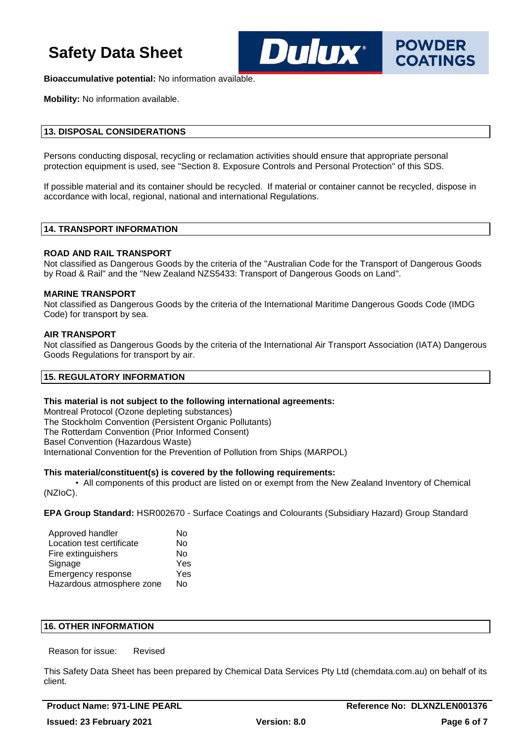**Bioaccumulative potential:** No information available.

**Mobility:** No information available.

## 13. DISPOSAL CONSIDERATIONS

Persons conducting disposal, recycling or reclamation activities should ensure that appropriate personal protection equipment is used, see "Section 8. Exposure Controls and Personal Protection" of this SDS.

If possible material and its container should be recycled. If material or container cannot be recycled, dispose in accordance with local, regional, national and international Regulations.

## 14. TRANSPORT INFORMATION

**ROAD AND RAIL TRANSPORT**
Not classified as Dangerous Goods by the criteria of the "Australian Code for the Transport of Dangerous Goods by Road & Rail" and the "New Zealand NZS5433: Transport of Dangerous Goods on Land".

**MARINE TRANSPORT**
Not classified as Dangerous Goods by the criteria of the International Maritime Dangerous Goods Code (IMDG Code) for transport by sea.

**AIR TRANSPORT**
Not classified as Dangerous Goods by the criteria of the International Air Transport Association (IATA) Dangerous Goods Regulations for transport by air.

## 15. REGULATORY INFORMATION

**This material is not subject to the following international agreements:**
Montreal Protocol (Ozone depleting substances)
The Stockholm Convention (Persistent Organic Pollutants)
The Rotterdam Convention (Prior Informed Consent)
Basel Convention (Hazardous Waste)
International Convention for the Prevention of Pollution from Ships (MARPOL)

**This material/constituent(s) is covered by the following requirements:**

- All components of this product are listed on or exempt from the New Zealand Inventory of Chemical (NZIoC).

**EPA Group Standard:** HSR002670 - Surface Coatings and Colourants (Subsidiary Hazard) Group Standard

| | |
|---|---|
| Approved handler | No |
| Location test certificate | No |
| Fire extinguishers | No |
| Signage | Yes |
| Emergency response | Yes |
| Hazardous atmosphere zone | No |

## 16. OTHER INFORMATION

Reason for issue: Revised

This Safety Data Sheet has been prepared by Chemical Data Services Pty Ltd (chemdata.com.au) on behalf of its client.

**Product Name: 971-LINE PEARL** | **Reference No: DLXNZLEN001376**
**Issued: 23 February 2021** | **Version: 8.0**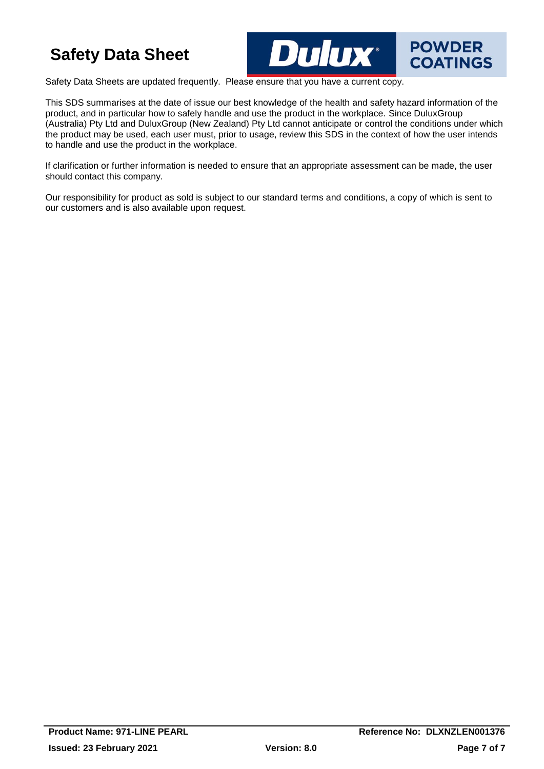Safety Data Sheets are updated frequently. Please ensure that you have a current copy.

This SDS summarises at the date of issue our best knowledge of the health and safety hazard information of the product, and in particular how to safely handle and use the product in the workplace. Since DuluxGroup (Australia) Pty Ltd and DuluxGroup (New Zealand) Pty Ltd cannot anticipate or control the conditions under which the product may be used, each user must, prior to usage, review this SDS in the context of how the user intends to handle and use the product in the workplace.

If clarification or further information is needed to ensure that an appropriate assessment can be made, the user should contact this company.

Our responsibility for product as sold is subject to our standard terms and conditions, a copy of which is sent to our customers and is also available upon request.